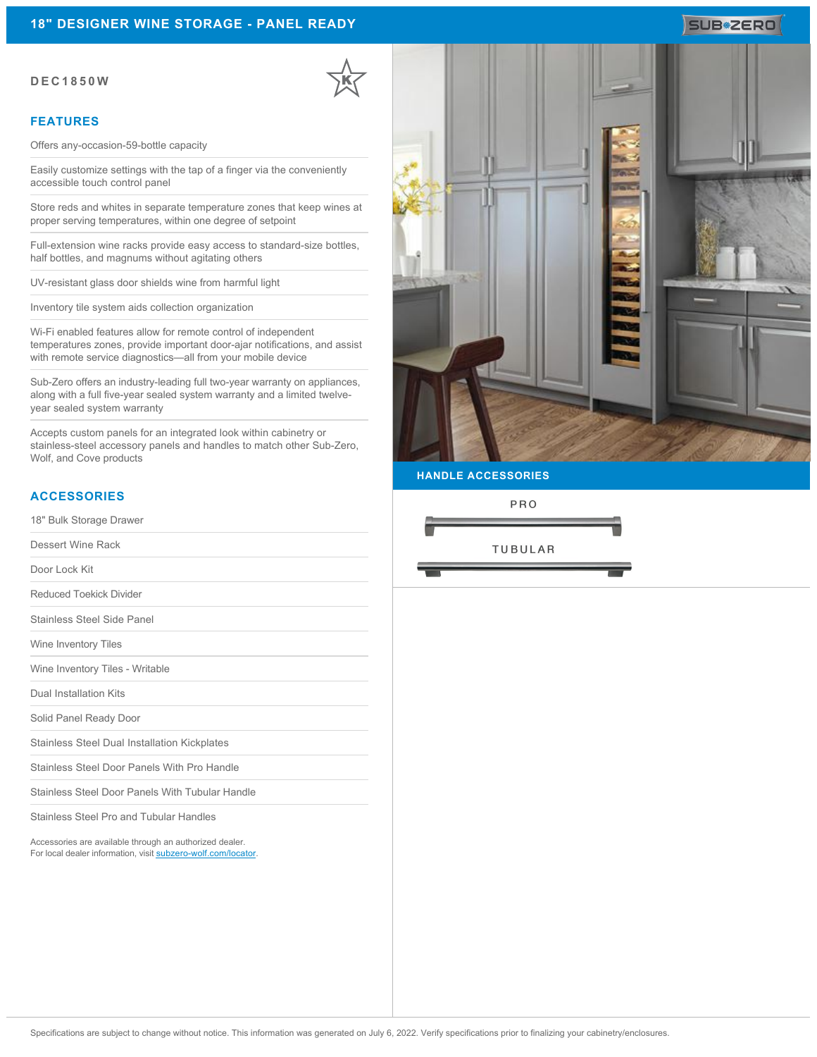# 18" DESIGNER WINE STORAGE - PANEL READY

**DEC1850W**

## FEATURES

- Offers any-occasion-59-bottle capacity
- Easily customize settings with the tap of a finger via the conveniently accessible touch control panel
- Store reds and whites in separate temperature zones that keep wines at proper serving temperatures, within one degree of setpoint
- Full-extension wine racks provide easy access to standard-size bottles, half bottles, and magnums without agitating others
- UV-resistant glass door shields wine from harmful light
- Inventory tile system aids collection organization
- Wi-Fi enabled features allow for remote control of independent temperatures zones, provide important door-ajar notifications, and assist with remote service diagnostics—all from your mobile device
- Sub-Zero offers an industry-leading full two-year warranty on appliances, along with a full five-year sealed system warranty and a limited twelve-year sealed system warranty
- Accepts custom panels for an integrated look within cabinetry or stainless-steel accessory panels and handles to match other Sub-Zero, Wolf, and Cove products

## ACCESSORIES

- 18" Bulk Storage Drawer
- Dessert Wine Rack
- Door Lock Kit
- Reduced Toekick Divider
- Stainless Steel Side Panel
- Wine Inventory Tiles
- Wine Inventory Tiles - Writable
- Dual Installation Kits
- Solid Panel Ready Door
- Stainless Steel Dual Installation Kickplates
- Stainless Steel Door Panels With Pro Handle
- Stainless Steel Door Panels With Tubular Handle
- Stainless Steel Pro and Tubular Handles

Accessories are available through an authorized dealer.
For local dealer information, visit subzero-wolf.com/locator.

## HANDLE ACCESSORIES

PRO

TUBULAR

Specifications are subject to change without notice. This information was generated on July 6, 2022. Verify specifications prior to finalizing your cabinetry/enclosures.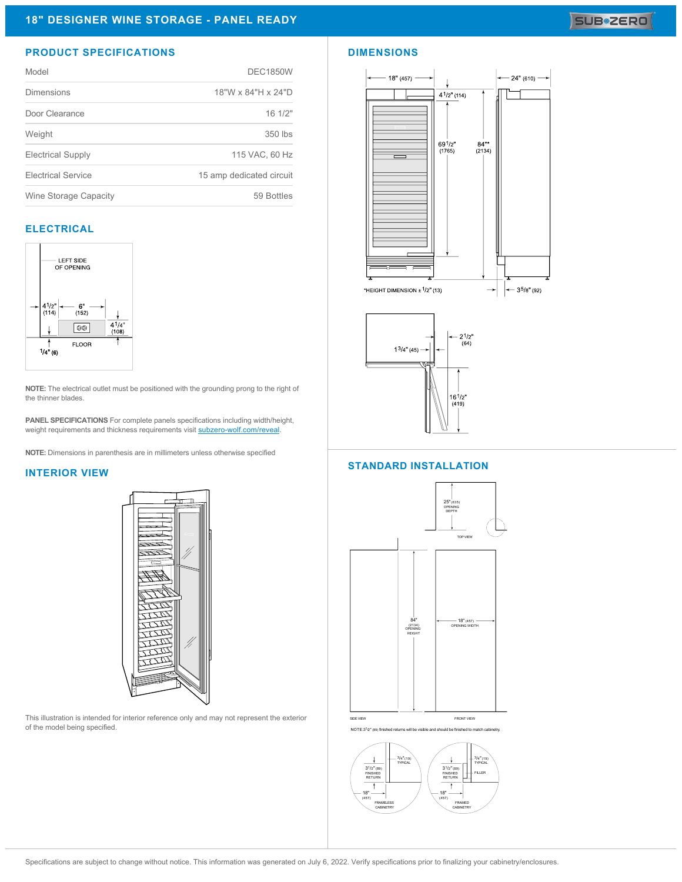# 18" DESIGNER WINE STORAGE - PANEL READY

## PRODUCT SPECIFICATIONS

| | |
|---|---|
| Model | DEC1850W |
| Dimensions | 18"W x 84"H x 24"D |
| Door Clearance | 16 1/2" |
| Weight | 350 lbs |
| Electrical Supply | 115 VAC, 60 Hz |
| Electrical Service | 15 amp dedicated circuit |
| Wine Storage Capacity | 59 Bottles |

## ELECTRICAL

LEFT SIDE OF OPENING

4 1/2" (114)

6" (152)

4 1/4" (108)

FLOOR

1/4" (6)

**NOTE:** The electrical outlet must be positioned with the grounding prong to the right of the thinner blades.

**PANEL SPECIFICATIONS** For complete panels specifications including width/height, weight requirements and thickness requirements visit subzero-wolf.com/reveal.

**NOTE:** Dimensions in parenthesis are in millimeters unless otherwise specified

## INTERIOR VIEW

This illustration is intended for interior reference only and may not represent the exterior of the model being specified.

## DIMENSIONS

18" (457)

24" (610)

4 1/2" (114)

69 1/2" (1765)

84"* (2134)

*HEIGHT DIMENSION ± 1/2" (13)

3 5/8" (92)

2 1/2" (64)

1 3/4" (45)

16 1/2" (419)

## STANDARD INSTALLATION

25" (635) OPENING DEPTH

TOP VIEW

84" (2134) OPENING HEIGHT

18" (457) OPENING WIDTH

SIDE VIEW

FRONT VIEW

NOTE: 3 1/2" (89) finished returns will be visible and should be finished to match cabinetry

3/4" (19) TYPICAL

3 1/2" (89) FINISHED RETURN

18" (457)

FRAMELESS CABINETRY

3/4" (19) TYPICAL

3 1/2" (89) FINISHED RETURN

FILLER

18" (457)

FRAMED CABINETRY

Specifications are subject to change without notice. This information was generated on July 6, 2022. Verify specifications prior to finalizing your cabinetry/enclosures.